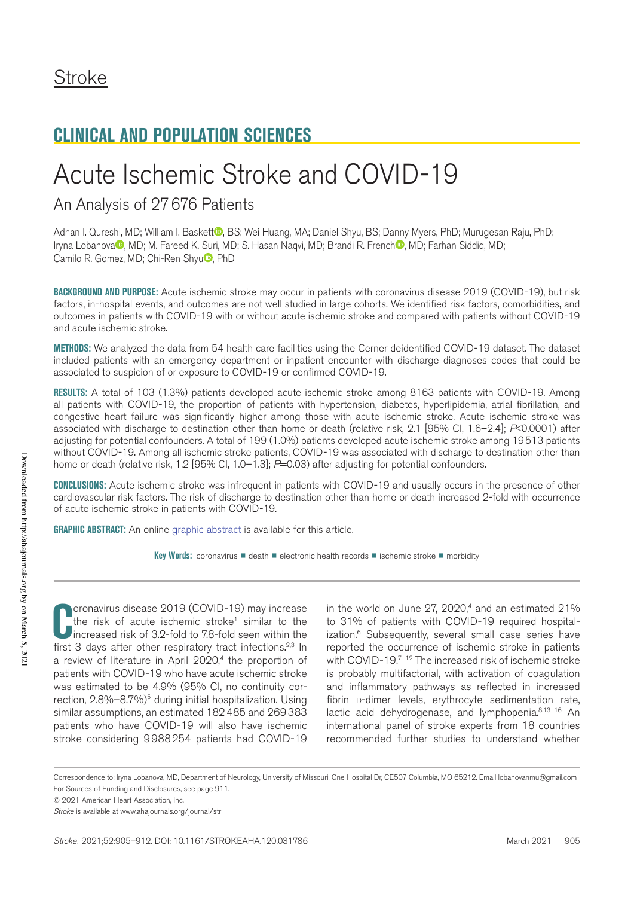# Stroke

## CLINICAL AND POPULATION SCIENCES

# Acute Ischemic Stroke and COVID-19

## An Analysis of 27 676 Patients

Adnan I. Qureshi, MD; William I. Baskett, BS; Wei Huang, MA; Daniel Shyu, BS; Danny Myers, PhD; Murugesan Raju, PhD; Iryna Lobanova, MD; M. Fareed K. Suri, MD; S. Hasan Naqvi, MD; Brandi R. French, MD; Farhan Siddiq, MD; Camilo R. Gomez, MD; Chi-Ren Shyu, PhD

**BACKGROUND AND PURPOSE:** Acute ischemic stroke may occur in patients with coronavirus disease 2019 (COVID-19), but risk factors, in-hospital events, and outcomes are not well studied in large cohorts. We identified risk factors, comorbidities, and outcomes in patients with COVID-19 with or without acute ischemic stroke and compared with patients without COVID-19 and acute ischemic stroke.

**METHODS:** We analyzed the data from 54 health care facilities using the Cerner deidentified COVID-19 dataset. The dataset included patients with an emergency department or inpatient encounter with discharge diagnoses codes that could be associated to suspicion of or exposure to COVID-19 or confirmed COVID-19.

**RESULTS:** A total of 103 (1.3%) patients developed acute ischemic stroke among 8163 patients with COVID-19. Among all patients with COVID-19, the proportion of patients with hypertension, diabetes, hyperlipidemia, atrial fibrillation, and congestive heart failure was significantly higher among those with acute ischemic stroke. Acute ischemic stroke was associated with discharge to destination other than home or death (relative risk, 2.1 [95% CI, 1.6–2.4]; $P<0.0001$) after adjusting for potential confounders. A total of 199 (1.0%) patients developed acute ischemic stroke among 19 513 patients without COVID-19. Among all ischemic stroke patients, COVID-19 was associated with discharge to destination other than home or death (relative risk, 1.2 [95% CI, 1.0–1.3]; $P=0.03$) after adjusting for potential confounders.

**CONCLUSIONS:** Acute ischemic stroke was infrequent in patients with COVID-19 and usually occurs in the presence of other cardiovascular risk factors. The risk of discharge to destination other than home or death increased 2-fold with occurrence of acute ischemic stroke in patients with COVID-19.

**GRAPHIC ABSTRACT:** An online graphic abstract is available for this article.

**Key Words:** coronavirus ■ death ■ electronic health records ■ ischemic stroke ■ morbidity

Coronavirus disease 2019 (COVID-19) may increase the risk of acute ischemic stroke[1] similar to the increased risk of 3.2-fold to 7.8-fold seen within the first 3 days after other respiratory tract infections.[2,3] In a review of literature in April 2020,[4] the proportion of patients with COVID-19 who have acute ischemic stroke was estimated to be 4.9% (95% CI, no continuity correction, 2.8%–8.7%)[5] during initial hospitalization. Using similar assumptions, an estimated 182 485 and 269 383 patients who have COVID-19 will also have ischemic stroke considering 9 988 254 patients had COVID-19 in the world on June 27, 2020,[4] and an estimated 21% to 31% of patients with COVID-19 required hospitalization.[6] Subsequently, several small case series have reported the occurrence of ischemic stroke in patients with COVID-19.[7–12] The increased risk of ischemic stroke is probably multifactorial, with activation of coagulation and inflammatory pathways as reflected in increased fibrin D-dimer levels, erythrocyte sedimentation rate, lactic acid dehydrogenase, and lymphopenia.[8,13–16] An international panel of stroke experts from 18 countries recommended further studies to understand whether

Correspondence to: Iryna Lobanova, MD, Department of Neurology, University of Missouri, One Hospital Dr, CE507 Columbia, MO 65212. Email lobanovanmu@gmail.com

For Sources of Funding and Disclosures, see page 911.

© 2021 American Heart Association, Inc.

*Stroke* is available at www.ahajournals.org/journal/str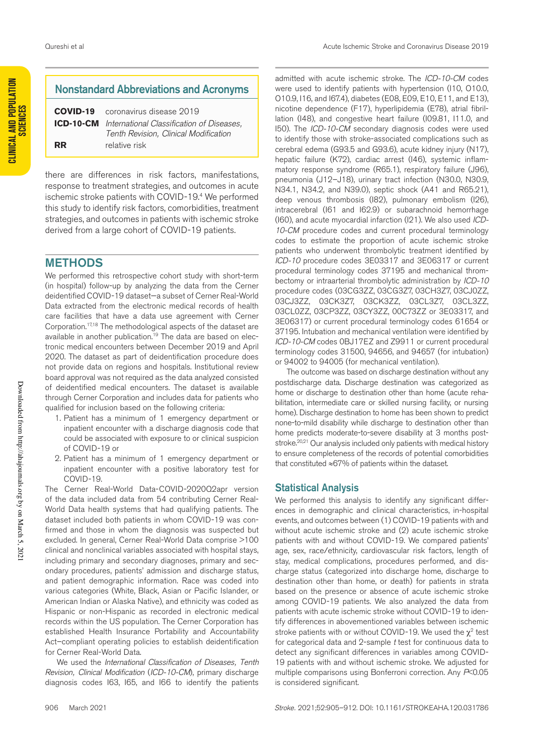## Nonstandard Abbreviations and Acronyms

| | |
|---|---|
| **COVID-19** | coronavirus disease 2019 |
| **ICD-10-CM** | *International Classification of Diseases, Tenth Revision, Clinical Modification* |
| **RR** | relative risk |

there are differences in risk factors, manifestations, response to treatment strategies, and outcomes in acute ischemic stroke patients with COVID-19.[4] We performed this study to identify risk factors, comorbidities, treatment strategies, and outcomes in patients with ischemic stroke derived from a large cohort of COVID-19 patients.

## METHODS

We performed this retrospective cohort study with short-term (in hospital) follow-up by analyzing the data from the Cerner deidentified COVID-19 dataset—a subset of Cerner Real-World Data extracted from the electronic medical records of health care facilities that have a data use agreement with Cerner Corporation.[17,18] The methodological aspects of the dataset are available in another publication.[19] The data are based on electronic medical encounters between December 2019 and April 2020. The dataset as part of deidentification procedure does not provide data on regions and hospitals. Institutional review board approval was not required as the data analyzed consisted of deidentified medical encounters. The dataset is available through Cerner Corporation and includes data for patients who qualified for inclusion based on the following criteria:

1. Patient has a minimum of 1 emergency department or inpatient encounter with a discharge diagnosis code that could be associated with exposure to or clinical suspicion of COVID-19 or
2. Patient has a minimum of 1 emergency department or inpatient encounter with a positive laboratory test for COVID-19.

The Cerner Real-World Data-COVID-2020Q2apr version of the data included data from 54 contributing Cerner Real-World Data health systems that had qualifying patients. The dataset included both patients in whom COVID-19 was confirmed and those in whom the diagnosis was suspected but excluded. In general, Cerner Real-World Data comprise >100 clinical and nonclinical variables associated with hospital stays, including primary and secondary diagnoses, primary and secondary procedures, patients' admission and discharge status, and patient demographic information. Race was coded into various categories (White, Black, Asian or Pacific Islander, or American Indian or Alaska Native), and ethnicity was coded as Hispanic or non-Hispanic as recorded in electronic medical records within the US population. The Cerner Corporation has established Health Insurance Portability and Accountability Act–compliant operating policies to establish deidentification for Cerner Real-World Data.

We used the *International Classification of Diseases, Tenth Revision, Clinical Modification* (*ICD-10-CM*), primary discharge diagnosis codes I63, I65, and I66 to identify the patients admitted with acute ischemic stroke. The *ICD-10-CM* codes were used to identify patients with hypertension (I10, O10.0, O10.9, I16, and I67.4), diabetes (E08, E09, E10, E11, and E13), nicotine dependence (F17), hyperlipidemia (E78), atrial fibrillation (I48), and congestive heart failure (I09.81, I11.0, and I50). The *ICD-10-CM* secondary diagnosis codes were used to identify those with stroke-associated complications such as cerebral edema (G93.5 and G93.6), acute kidney injury (N17), hepatic failure (K72), cardiac arrest (I46), systemic inflammatory response syndrome (R65.1), respiratory failure (J96), pneumonia (J12–J18), urinary tract infection (N30.0, N30.9, N34.1, N34.2, and N39.0), septic shock (A41 and R65.21), deep venous thrombosis (I82), pulmonary embolism (I26), intracerebral (I61 and I62.9) or subarachnoid hemorrhage (I60), and acute myocardial infarction (I21). We also used *ICD-10-CM* procedure codes and current procedural terminology codes to estimate the proportion of acute ischemic stroke patients who underwent thrombolytic treatment identified by *ICD-10* procedure codes 3E03317 and 3E06317 or current procedural terminology codes 37195 and mechanical thrombectomy or intraarterial thrombolytic administration by *ICD-10* procedure codes (03CG3ZZ, 03CG3Z7, 03CH3Z7, 03CJ0ZZ, 03CJ3ZZ, 03CK3Z7, 03CK3ZZ, 03CL3Z7, 03CL3ZZ, 03CL0ZZ, 03CP3ZZ, 03CY3ZZ, 00C73ZZ or 3E03317, and 3E06317) or current procedural terminology codes 61654 or 37195. Intubation and mechanical ventilation were identified by *ICD-10-CM* codes 0BJ17EZ and Z9911 or current procedural terminology codes 31500, 94656, and 94657 (for intubation) or 94002 to 94005 (for mechanical ventilation).

The outcome was based on discharge destination without any postdischarge data. Discharge destination was categorized as home or discharge to destination other than home (acute rehabilitation, intermediate care or skilled nursing facility, or nursing home). Discharge destination to home has been shown to predict none-to-mild disability while discharge to destination other than home predicts moderate-to-severe disability at 3 months poststroke.[20,21] Our analysis included only patients with medical history to ensure completeness of the records of potential comorbidities that constituted ≈67% of patients within the dataset.

### Statistical Analysis

We performed this analysis to identify any significant differences in demographic and clinical characteristics, in-hospital events, and outcomes between (1) COVID-19 patients with and without acute ischemic stroke and (2) acute ischemic stroke patients with and without COVID-19. We compared patients' age, sex, race/ethnicity, cardiovascular risk factors, length of stay, medical complications, procedures performed, and discharge status (categorized into discharge home, discharge to destination other than home, or death) for patients in strata based on the presence or absence of acute ischemic stroke among COVID-19 patients. We also analyzed the data from patients with acute ischemic stroke without COVID-19 to identify differences in abovementioned variables between ischemic stroke patients with or without COVID-19. We used the $\chi^2$ test for categorical data and 2-sample *t* test for continuous data to detect any significant differences in variables among COVID-19 patients with and without ischemic stroke. We adjusted for multiple comparisons using Bonferroni correction. Any $P<0.05$ is considered significant.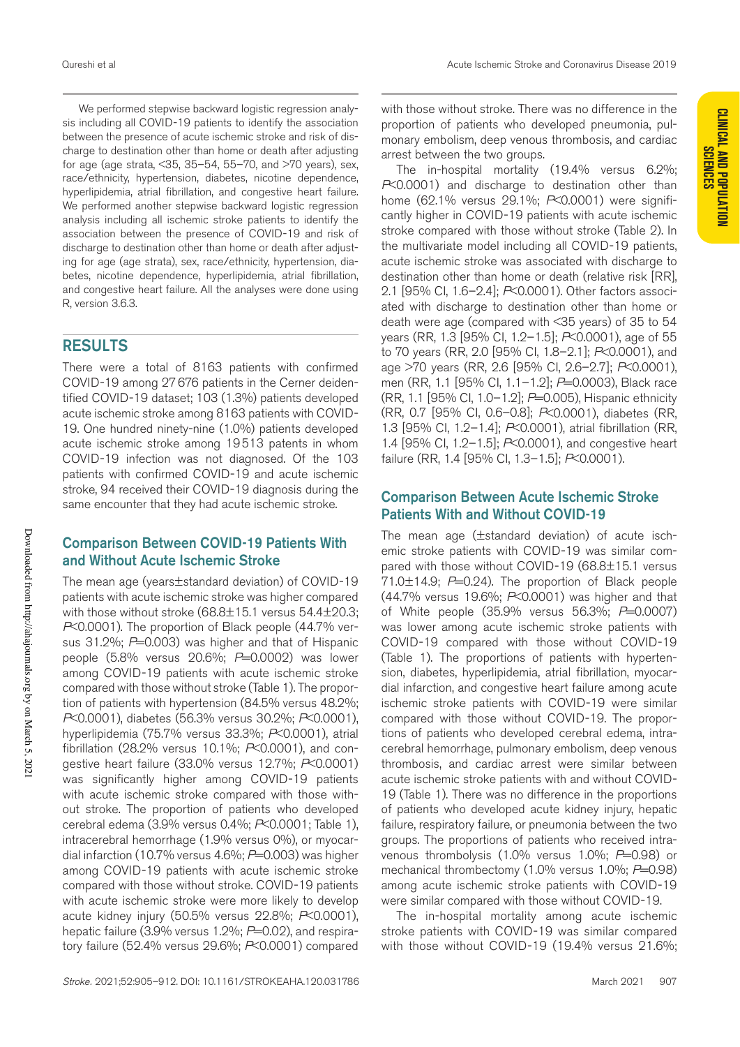We performed stepwise backward logistic regression analysis including all COVID-19 patients to identify the association between the presence of acute ischemic stroke and risk of discharge to destination other than home or death after adjusting for age (age strata, <35, 35–54, 55–70, and >70 years), sex, race/ethnicity, hypertension, diabetes, nicotine dependence, hyperlipidemia, atrial fibrillation, and congestive heart failure. We performed another stepwise backward logistic regression analysis including all ischemic stroke patients to identify the association between the presence of COVID-19 and risk of discharge to destination other than home or death after adjusting for age (age strata), sex, race/ethnicity, hypertension, diabetes, nicotine dependence, hyperlipidemia, atrial fibrillation, and congestive heart failure. All the analyses were done using R, version 3.6.3.

## RESULTS

There were a total of 8163 patients with confirmed COVID-19 among 27 676 patients in the Cerner deidentified COVID-19 dataset; 103 (1.3%) patients developed acute ischemic stroke among 8163 patients with COVID-19. One hundred ninety-nine (1.0%) patients developed acute ischemic stroke among 19 513 patents in whom COVID-19 infection was not diagnosed. Of the 103 patients with confirmed COVID-19 and acute ischemic stroke, 94 received their COVID-19 diagnosis during the same encounter that they had acute ischemic stroke.

### Comparison Between COVID-19 Patients With and Without Acute Ischemic Stroke

The mean age (years±standard deviation) of COVID-19 patients with acute ischemic stroke was higher compared with those without stroke (68.8±15.1 versus 54.4±20.3; $P<0.0001$). The proportion of Black people (44.7% versus 31.2%; $P=0.003$) was higher and that of Hispanic people (5.8% versus 20.6%; $P=0.0002$) was lower among COVID-19 patients with acute ischemic stroke compared with those without stroke (Table 1). The proportion of patients with hypertension (84.5% versus 48.2%; $P<0.0001$), diabetes (56.3% versus 30.2%; $P<0.0001$), hyperlipidemia (75.7% versus 33.3%; $P<0.0001$), atrial fibrillation (28.2% versus 10.1%; $P<0.0001$), and congestive heart failure (33.0% versus 12.7%; $P<0.0001$) was significantly higher among COVID-19 patients with acute ischemic stroke compared with those without stroke. The proportion of patients who developed cerebral edema (3.9% versus 0.4%; $P<0.0001$; Table 1), intracerebral hemorrhage (1.9% versus 0%), or myocardial infarction (10.7% versus 4.6%; $P=0.003$) was higher among COVID-19 patients with acute ischemic stroke compared with those without stroke. COVID-19 patients with acute ischemic stroke were more likely to develop acute kidney injury (50.5% versus 22.8%; $P<0.0001$), hepatic failure (3.9% versus 1.2%; $P=0.02$), and respiratory failure (52.4% versus 29.6%; $P<0.0001$) compared with those without stroke. There was no difference in the proportion of patients who developed pneumonia, pulmonary embolism, deep venous thrombosis, and cardiac arrest between the two groups.

The in-hospital mortality (19.4% versus 6.2%; $P<0.0001$) and discharge to destination other than home (62.1% versus 29.1%; $P<0.0001$) were significantly higher in COVID-19 patients with acute ischemic stroke compared with those without stroke (Table 2). In the multivariate model including all COVID-19 patients, acute ischemic stroke was associated with discharge to destination other than home or death (relative risk [RR], 2.1 [95% CI, 1.6–2.4]; $P<0.0001$). Other factors associated with discharge to destination other than home or death were age (compared with <35 years) of 35 to 54 years (RR, 1.3 [95% CI, 1.2–1.5]; $P<0.0001$), age of 55 to 70 years (RR, 2.0 [95% CI, 1.8–2.1]; $P<0.0001$), and age >70 years (RR, 2.6 [95% CI, 2.6–2.7]; $P<0.0001$), men (RR, 1.1 [95% CI, 1.1–1.2]; $P=0.0003$), Black race (RR, 1.1 [95% CI, 1.0–1.2]; $P=0.005$), Hispanic ethnicity (RR, 0.7 [95% CI, 0.6–0.8]; $P<0.0001$), diabetes (RR, 1.3 [95% CI, 1.2–1.4]; $P<0.0001$), atrial fibrillation (RR, 1.4 [95% CI, 1.2–1.5]; $P<0.0001$), and congestive heart failure (RR, 1.4 [95% CI, 1.3–1.5]; $P<0.0001$).

### Comparison Between Acute Ischemic Stroke Patients With and Without COVID-19

The mean age (±standard deviation) of acute ischemic stroke patients with COVID-19 was similar compared with those without COVID-19 (68.8±15.1 versus 71.0±14.9; $P=0.24$). The proportion of Black people (44.7% versus 19.6%; $P<0.0001$) was higher and that of White people (35.9% versus 56.3%; $P=0.0007$) was lower among acute ischemic stroke patients with COVID-19 compared with those without COVID-19 (Table 1). The proportions of patients with hypertension, diabetes, hyperlipidemia, atrial fibrillation, myocardial infarction, and congestive heart failure among acute ischemic stroke patients with COVID-19 were similar compared with those without COVID-19. The proportions of patients who developed cerebral edema, intracerebral hemorrhage, pulmonary embolism, deep venous thrombosis, and cardiac arrest were similar between acute ischemic stroke patients with and without COVID-19 (Table 1). There was no difference in the proportions of patients who developed acute kidney injury, hepatic failure, respiratory failure, or pneumonia between the two groups. The proportions of patients who received intravenous thrombolysis (1.0% versus 1.0%; $P=0.98$) or mechanical thrombectomy (1.0% versus 1.0%; $P=0.98$) among acute ischemic stroke patients with COVID-19 were similar compared with those without COVID-19.

The in-hospital mortality among acute ischemic stroke patients with COVID-19 was similar compared with those without COVID-19 (19.4% versus 21.6%;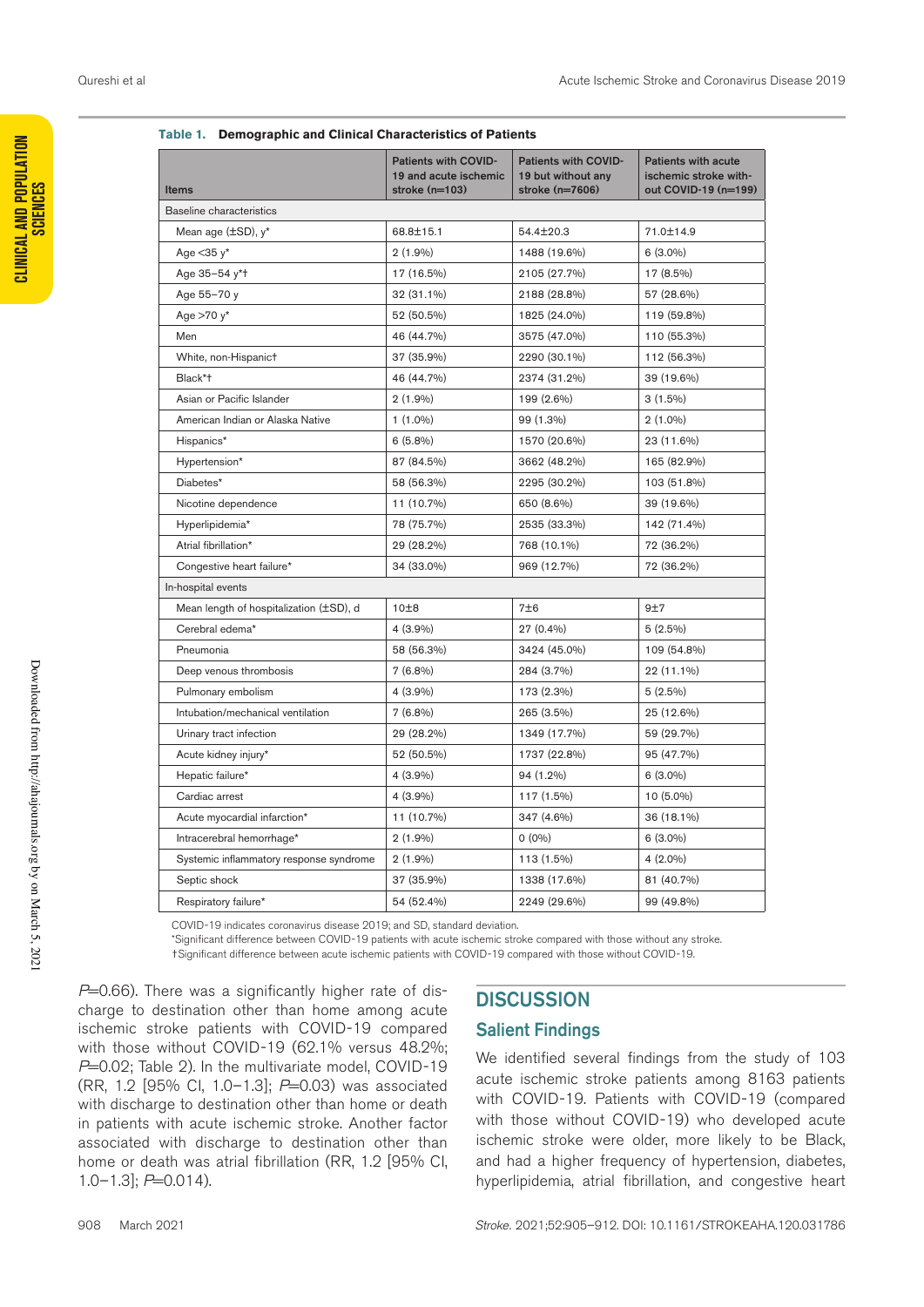**Table 1. Demographic and Clinical Characteristics of Patients**

| Items | Patients with COVID-19 and acute ischemic stroke (n=103) | Patients with COVID-19 but without any stroke (n=7606) | Patients with acute ischemic stroke without COVID-19 (n=199) |
|---|---|---|---|
| Baseline characteristics | | | |
| Mean age (±SD), y* | 68.8±15.1 | 54.4±20.3 | 71.0±14.9 |
| Age <35 y* | 2 (1.9%) | 1488 (19.6%) | 6 (3.0%) |
| Age 35–54 y*† | 17 (16.5%) | 2105 (27.7%) | 17 (8.5%) |
| Age 55–70 y | 32 (31.1%) | 2188 (28.8%) | 57 (28.6%) |
| Age >70 y* | 52 (50.5%) | 1825 (24.0%) | 119 (59.8%) |
| Men | 46 (44.7%) | 3575 (47.0%) | 110 (55.3%) |
| White, non-Hispanic† | 37 (35.9%) | 2290 (30.1%) | 112 (56.3%) |
| Black*† | 46 (44.7%) | 2374 (31.2%) | 39 (19.6%) |
| Asian or Pacific Islander | 2 (1.9%) | 199 (2.6%) | 3 (1.5%) |
| American Indian or Alaska Native | 1 (1.0%) | 99 (1.3%) | 2 (1.0%) |
| Hispanics* | 6 (5.8%) | 1570 (20.6%) | 23 (11.6%) |
| Hypertension* | 87 (84.5%) | 3662 (48.2%) | 165 (82.9%) |
| Diabetes* | 58 (56.3%) | 2295 (30.2%) | 103 (51.8%) |
| Nicotine dependence | 11 (10.7%) | 650 (8.6%) | 39 (19.6%) |
| Hyperlipidemia* | 78 (75.7%) | 2535 (33.3%) | 142 (71.4%) |
| Atrial fibrillation* | 29 (28.2%) | 768 (10.1%) | 72 (36.2%) |
| Congestive heart failure* | 34 (33.0%) | 969 (12.7%) | 72 (36.2%) |
| In-hospital events | | | |
| Mean length of hospitalization (±SD), d | 10±8 | 7±6 | 9±7 |
| Cerebral edema* | 4 (3.9%) | 27 (0.4%) | 5 (2.5%) |
| Pneumonia | 58 (56.3%) | 3424 (45.0%) | 109 (54.8%) |
| Deep venous thrombosis | 7 (6.8%) | 284 (3.7%) | 22 (11.1%) |
| Pulmonary embolism | 4 (3.9%) | 173 (2.3%) | 5 (2.5%) |
| Intubation/mechanical ventilation | 7 (6.8%) | 265 (3.5%) | 25 (12.6%) |
| Urinary tract infection | 29 (28.2%) | 1349 (17.7%) | 59 (29.7%) |
| Acute kidney injury* | 52 (50.5%) | 1737 (22.8%) | 95 (47.7%) |
| Hepatic failure* | 4 (3.9%) | 94 (1.2%) | 6 (3.0%) |
| Cardiac arrest | 4 (3.9%) | 117 (1.5%) | 10 (5.0%) |
| Acute myocardial infarction* | 11 (10.7%) | 347 (4.6%) | 36 (18.1%) |
| Intracerebral hemorrhage* | 2 (1.9%) | 0 (0%) | 6 (3.0%) |
| Systemic inflammatory response syndrome | 2 (1.9%) | 113 (1.5%) | 4 (2.0%) |
| Septic shock | 37 (35.9%) | 1338 (17.6%) | 81 (40.7%) |
| Respiratory failure* | 54 (52.4%) | 2249 (29.6%) | 99 (49.8%) |

COVID-19 indicates coronavirus disease 2019; and SD, standard deviation.
*Significant difference between COVID-19 patients with acute ischemic stroke compared with those without any stroke.
†Significant difference between acute ischemic patients with COVID-19 compared with those without COVID-19.

$P$=0.66). There was a significantly higher rate of discharge to destination other than home among acute ischemic stroke patients with COVID-19 compared with those without COVID-19 (62.1% versus 48.2%; $P$=0.02; Table 2). In the multivariate model, COVID-19 (RR, 1.2 [95% CI, 1.0–1.3]; $P$=0.03) was associated with discharge to destination other than home or death in patients with acute ischemic stroke. Another factor associated with discharge to destination other than home or death was atrial fibrillation (RR, 1.2 [95% CI, 1.0–1.3]; $P$=0.014).

## DISCUSSION

### Salient Findings

We identified several findings from the study of 103 acute ischemic stroke patients among 8163 patients with COVID-19. Patients with COVID-19 (compared with those without COVID-19) who developed acute ischemic stroke were older, more likely to be Black, and had a higher frequency of hypertension, diabetes, hyperlipidemia, atrial fibrillation, and congestive heart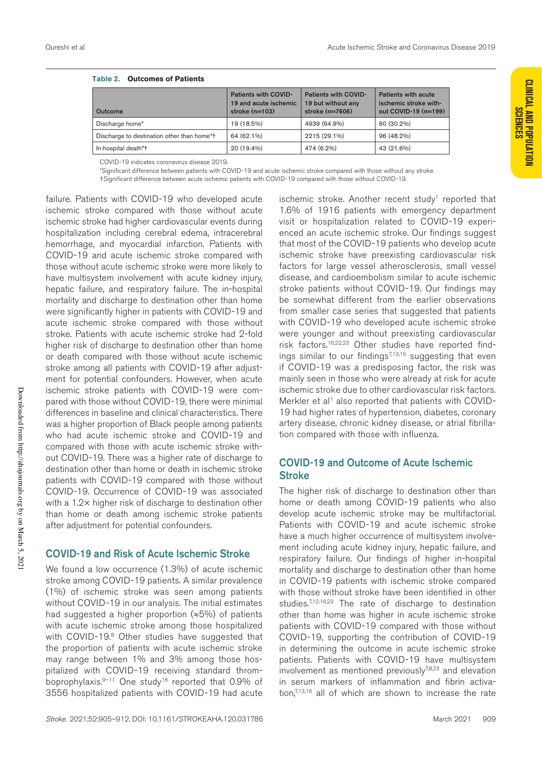**Table 2. Outcomes of Patients**

| Outcome | Patients with COVID-19 and acute ischemic stroke (n=103) | Patients with COVID-19 but without any stroke (n=7606) | Patients with acute ischemic stroke without COVID-19 (n=199) |
|---|---|---|---|
| Discharge home* | 19 (18.5%) | 4939 (64.9%) | 60 (30.2%) |
| Discharge to destination other than home*† | 64 (62.1%) | 2215 (29.1%) | 96 (48.2%) |
| In-hospital death*† | 20 (19.4%) | 474 (6.2%) | 43 (21.6%) |

COVID-19 indicates coronavirus disease 2019.

*Significant difference between patients with COVID-19 and acute ischemic stroke compared with those without any stroke.

†Significant difference between acute ischemic patients with COVID-19 compared with those without COVID-19.

failure. Patients with COVID-19 who developed acute ischemic stroke compared with those without acute ischemic stroke had higher cardiovascular events during hospitalization including cerebral edema, intracerebral hemorrhage, and myocardial infarction. Patients with COVID-19 and acute ischemic stroke compared with those without acute ischemic stroke were more likely to have multisystem involvement with acute kidney injury, hepatic failure, and respiratory failure. The in-hospital mortality and discharge to destination other than home were significantly higher in patients with COVID-19 and acute ischemic stroke compared with those without stroke. Patients with acute ischemic stroke had 2-fold higher risk of discharge to destination other than home or death compared with those without acute ischemic stroke among all patients with COVID-19 after adjustment for potential confounders. However, when acute ischemic stroke patients with COVID-19 were compared with those without COVID-19, there were minimal differences in baseline and clinical characteristics. There was a higher proportion of Black people among patients who had acute ischemic stroke and COVID-19 and compared with those with acute ischemic stroke without COVID-19. There was a higher rate of discharge to destination other than home or death in ischemic stroke patients with COVID-19 compared with those without COVID-19. Occurrence of COVID-19 was associated with a 1.2× higher risk of discharge to destination other than home or death among ischemic stroke patients after adjustment for potential confounders.

## COVID-19 and Risk of Acute Ischemic Stroke

We found a low occurrence (1.3%) of acute ischemic stroke among COVID-19 patients. A similar prevalence (1%) of ischemic stroke was seen among patients without COVID-19 in our analysis. The initial estimates had suggested a higher proportion (≈5%) of patients with acute ischemic stroke among those hospitalized with COVID-19.[8] Other studies have suggested that the proportion of patients with acute ischemic stroke may range between 1% and 3% among those hospitalized with COVID-19 receiving standard thromboprophylaxis.[9–11] One study[16] reported that 0.9% of 3556 hospitalized patients with COVID-19 had acute ischemic stroke. Another recent study[1] reported that 1.6% of 1916 patients with emergency department visit or hospitalization related to COVID-19 experienced an acute ischemic stroke. Our findings suggest that most of the COVID-19 patients who develop acute ischemic stroke have preexisting cardiovascular risk factors for large vessel atherosclerosis, small vessel disease, and cardioembolism similar to acute ischemic stroke patients without COVID-19. Our findings may be somewhat different from the earlier observations from smaller case series that suggested that patients with COVID-19 who developed acute ischemic stroke were younger and without preexisting cardiovascular risk factors.[16,22,23] Other studies have reported findings similar to our findings[7,13,15] suggesting that even if COVID-19 was a predisposing factor, the risk was mainly seen in those who were already at risk for acute ischemic stroke due to other cardiovascular risk factors. Merkler et al[1] also reported that patients with COVID-19 had higher rates of hypertension, diabetes, coronary artery disease, chronic kidney disease, or atrial fibrillation compared with those with influenza.

## COVID-19 and Outcome of Acute Ischemic Stroke

The higher risk of discharge to destination other than home or death among COVID-19 patients who also develop acute ischemic stroke may be multifactorial. Patients with COVID-19 and acute ischemic stroke have a much higher occurrence of multisystem involvement including acute kidney injury, hepatic failure, and respiratory failure. Our findings of higher in-hospital mortality and discharge to destination other than home in COVID-19 patients with ischemic stroke compared with those without stroke have been identified in other studies.[7,12,16,23] The rate of discharge to destination other than home was higher in acute ischemic stroke patients with COVID-19 compared with those without COVID-19, supporting the contribution of COVID-19 in determining the outcome in acute ischemic stroke patients. Patients with COVID-19 have multisystem involvement as mentioned previously[7,8,23] and elevation in serum markers of inflammation and fibrin activation,[7,13,16] all of which are shown to increase the rate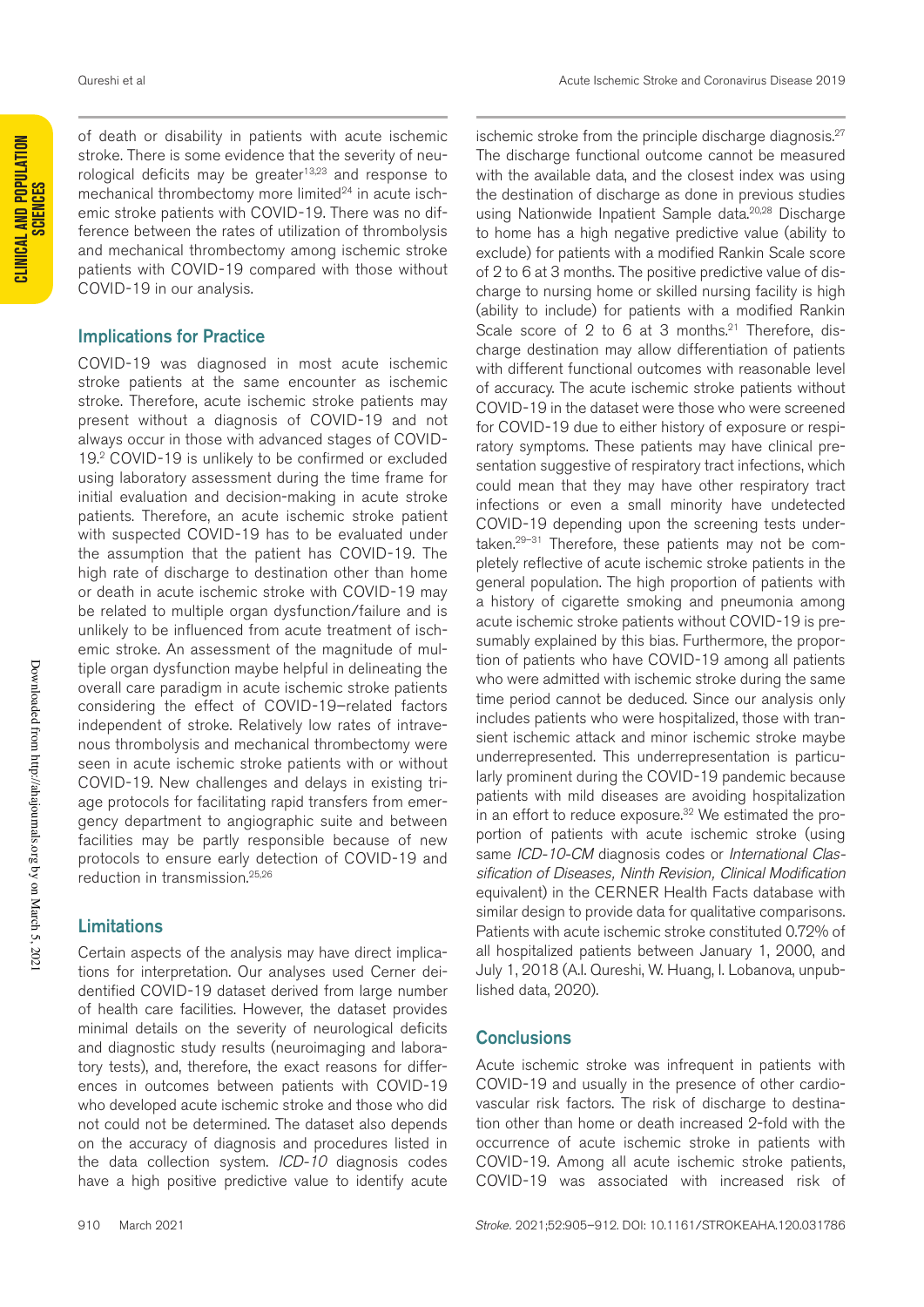of death or disability in patients with acute ischemic stroke. There is some evidence that the severity of neurological deficits may be greater[13,23] and response to mechanical thrombectomy more limited[24] in acute ischemic stroke patients with COVID-19. There was no difference between the rates of utilization of thrombolysis and mechanical thrombectomy among ischemic stroke patients with COVID-19 compared with those without COVID-19 in our analysis.

## Implications for Practice

COVID-19 was diagnosed in most acute ischemic stroke patients at the same encounter as ischemic stroke. Therefore, acute ischemic stroke patients may present without a diagnosis of COVID-19 and not always occur in those with advanced stages of COVID-19.[2] COVID-19 is unlikely to be confirmed or excluded using laboratory assessment during the time frame for initial evaluation and decision-making in acute stroke patients. Therefore, an acute ischemic stroke patient with suspected COVID-19 has to be evaluated under the assumption that the patient has COVID-19. The high rate of discharge to destination other than home or death in acute ischemic stroke with COVID-19 may be related to multiple organ dysfunction/failure and is unlikely to be influenced from acute treatment of ischemic stroke. An assessment of the magnitude of multiple organ dysfunction maybe helpful in delineating the overall care paradigm in acute ischemic stroke patients considering the effect of COVID-19–related factors independent of stroke. Relatively low rates of intravenous thrombolysis and mechanical thrombectomy were seen in acute ischemic stroke patients with or without COVID-19. New challenges and delays in existing triage protocols for facilitating rapid transfers from emergency department to angiographic suite and between facilities may be partly responsible because of new protocols to ensure early detection of COVID-19 and reduction in transmission.[25,26]

## Limitations

Certain aspects of the analysis may have direct implications for interpretation. Our analyses used Cerner deidentified COVID-19 dataset derived from large number of health care facilities. However, the dataset provides minimal details on the severity of neurological deficits and diagnostic study results (neuroimaging and laboratory tests), and, therefore, the exact reasons for differences in outcomes between patients with COVID-19 who developed acute ischemic stroke and those who did not could not be determined. The dataset also depends on the accuracy of diagnosis and procedures listed in the data collection system. *ICD-10* diagnosis codes have a high positive predictive value to identify acute ischemic stroke from the principle discharge diagnosis.[27] The discharge functional outcome cannot be measured with the available data, and the closest index was using the destination of discharge as done in previous studies using Nationwide Inpatient Sample data.[20,28] Discharge to home has a high negative predictive value (ability to exclude) for patients with a modified Rankin Scale score of 2 to 6 at 3 months. The positive predictive value of discharge to nursing home or skilled nursing facility is high (ability to include) for patients with a modified Rankin Scale score of 2 to 6 at 3 months.[21] Therefore, discharge destination may allow differentiation of patients with different functional outcomes with reasonable level of accuracy. The acute ischemic stroke patients without COVID-19 in the dataset were those who were screened for COVID-19 due to either history of exposure or respiratory symptoms. These patients may have clinical presentation suggestive of respiratory tract infections, which could mean that they may have other respiratory tract infections or even a small minority have undetected COVID-19 depending upon the screening tests undertaken.[29–31] Therefore, these patients may not be completely reflective of acute ischemic stroke patients in the general population. The high proportion of patients with a history of cigarette smoking and pneumonia among acute ischemic stroke patients without COVID-19 is presumably explained by this bias. Furthermore, the proportion of patients who have COVID-19 among all patients who were admitted with ischemic stroke during the same time period cannot be deduced. Since our analysis only includes patients who were hospitalized, those with transient ischemic attack and minor ischemic stroke maybe underrepresented. This underrepresentation is particularly prominent during the COVID-19 pandemic because patients with mild diseases are avoiding hospitalization in an effort to reduce exposure.[32] We estimated the proportion of patients with acute ischemic stroke (using same *ICD-10-CM* diagnosis codes or *International Classification of Diseases, Ninth Revision, Clinical Modification* equivalent) in the CERNER Health Facts database with similar design to provide data for qualitative comparisons. Patients with acute ischemic stroke constituted 0.72% of all hospitalized patients between January 1, 2000, and July 1, 2018 (A.I. Qureshi, W. Huang, I. Lobanova, unpublished data, 2020).

## Conclusions

Acute ischemic stroke was infrequent in patients with COVID-19 and usually in the presence of other cardiovascular risk factors. The risk of discharge to destination other than home or death increased 2-fold with the occurrence of acute ischemic stroke in patients with COVID-19. Among all acute ischemic stroke patients, COVID-19 was associated with increased risk of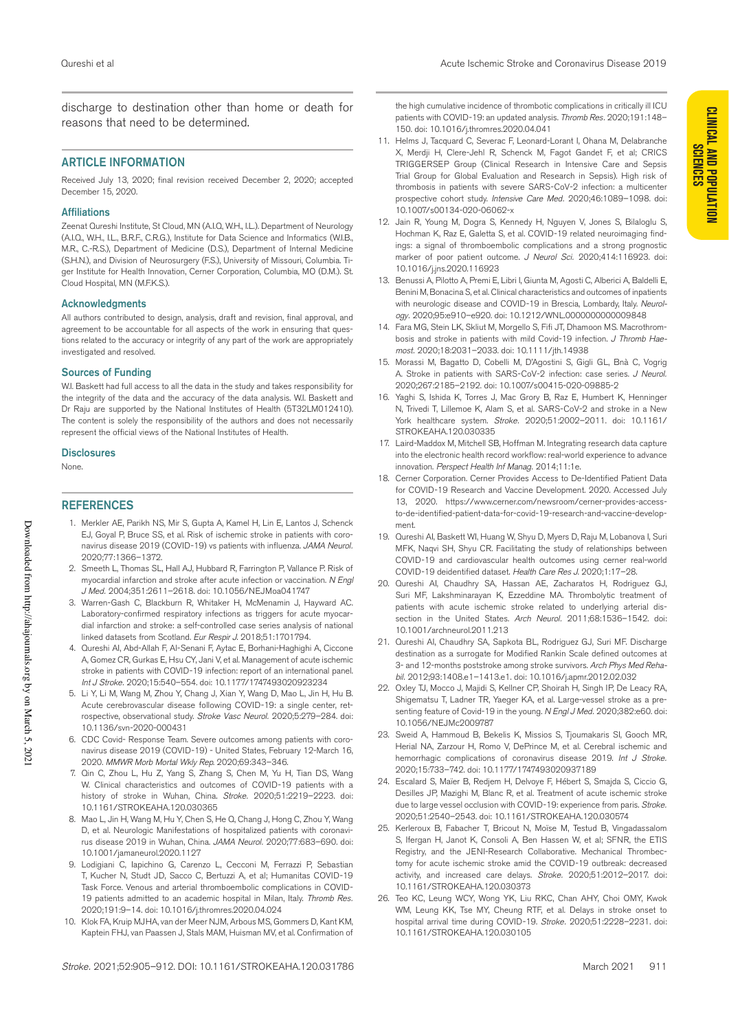discharge to destination other than home or death for reasons that need to be determined.

## ARTICLE INFORMATION

Received July 13, 2020; final revision received December 2, 2020; accepted December 15, 2020.

### Affiliations

Zeenat Qureshi Institute, St Cloud, MN (A.I.Q, W.H., I.L.). Department of Neurology (A.I.Q., W.H., I.L., B.R.F., C.R.G.), Institute for Data Science and Informatics (W.I.B., M.R., C.-R.S.), Department of Medicine (D.S.), Department of Internal Medicine (S.H.N.), and Division of Neurosurgery (F.S.), University of Missouri, Columbia. Tiger Institute for Health Innovation, Cerner Corporation, Columbia, MO (D.M.). St. Cloud Hospital, MN (M.F.K.S.).

### Acknowledgments

All authors contributed to design, analysis, draft and revision, final approval, and agreement to be accountable for all aspects of the work in ensuring that questions related to the accuracy or integrity of any part of the work are appropriately investigated and resolved.

### Sources of Funding

W.I. Baskett had full access to all the data in the study and takes responsibility for the integrity of the data and the accuracy of the data analysis. W.I. Baskett and Dr Raju are supported by the National Institutes of Health (5T32LM012410). The content is solely the responsibility of the authors and does not necessarily represent the official views of the National Institutes of Health.

### Disclosures

None.

## REFERENCES

1. Merkler AE, Parikh NS, Mir S, Gupta A, Kamel H, Lin E, Lantos J, Schenck EJ, Goyal P, Bruce SS, et al. Risk of ischemic stroke in patients with coronavirus disease 2019 (COVID-19) vs patients with influenza. *JAMA Neurol.* 2020;77:1366–1372.
2. Smeeth L, Thomas SL, Hall AJ, Hubbard R, Farrington P, Vallance P. Risk of myocardial infarction and stroke after acute infection or vaccination. *N Engl J Med.* 2004;351:2611–2618. doi: 10.1056/NEJMoa041747
3. Warren-Gash C, Blackburn R, Whitaker H, McMenamin J, Hayward AC. Laboratory-confirmed respiratory infections as triggers for acute myocardial infarction and stroke: a self-controlled case series analysis of national linked datasets from Scotland. *Eur Respir J.* 2018;51:1701794.
4. Qureshi AI, Abd-Allah F, Al-Senani F, Aytac E, Borhani-Haghighi A, Ciccone A, Gomez CR, Gurkas E, Hsu CY, Jani V, et al. Management of acute ischemic stroke in patients with COVID-19 infection: report of an international panel. *Int J Stroke.* 2020;15:540–554. doi: 10.1177/1747493020923234
5. Li Y, Li M, Wang M, Zhou Y, Chang J, Xian Y, Wang D, Mao L, Jin H, Hu B. Acute cerebrovascular disease following COVID-19: a single center, retrospective, observational study. *Stroke Vasc Neurol.* 2020;5:279–284. doi: 10.1136/svn-2020-000431
6. CDC Covid- Response Team. Severe outcomes among patients with coronavirus disease 2019 (COVID-19) - United States, February 12-March 16, 2020. *MMWR Morb Mortal Wkly Rep.* 2020;69:343–346.
7. Qin C, Zhou L, Hu Z, Yang S, Zhang S, Chen M, Yu H, Tian DS, Wang W. Clinical characteristics and outcomes of COVID-19 patients with a history of stroke in Wuhan, China. *Stroke.* 2020;51:2219–2223. doi: 10.1161/STROKEAHA.120.030365
8. Mao L, Jin H, Wang M, Hu Y, Chen S, He Q, Chang J, Hong C, Zhou Y, Wang D, et al. Neurologic Manifestations of hospitalized patients with coronavirus disease 2019 in Wuhan, China. *JAMA Neurol.* 2020;77:683–690. doi: 10.1001/jamaneurol.2020.1127
9. Lodigiani C, Iapichino G, Carenzo L, Cecconi M, Ferrazzi P, Sebastian T, Kucher N, Studt JD, Sacco C, Bertuzzi A, et al; Humanitas COVID-19 Task Force. Venous and arterial thromboembolic complications in COVID-19 patients admitted to an academic hospital in Milan, Italy. *Thromb Res.* 2020;191:9–14. doi: 10.1016/j.thromres.2020.04.024
10. Klok FA, Kruip MJHA, van der Meer NJM, Arbous MS, Gommers D, Kant KM, Kaptein FHJ, van Paassen J, Stals MAM, Huisman MV, et al. Confirmation of the high cumulative incidence of thrombotic complications in critically ill ICU patients with COVID-19: an updated analysis. *Thromb Res.* 2020;191:148–150. doi: 10.1016/j.thromres.2020.04.041
11. Helms J, Tacquard C, Severac F, Leonard-Lorant I, Ohana M, Delabranche X, Merdji H, Clere-Jehl R, Schenck M, Fagot Gandet F, et al; CRICS TRIGGERSEP Group (Clinical Research in Intensive Care and Sepsis Trial Group for Global Evaluation and Research in Sepsis). High risk of thrombosis in patients with severe SARS-CoV-2 infection: a multicenter prospective cohort study. *Intensive Care Med.* 2020;46:1089–1098. doi: 10.1007/s00134-020-06062-x
12. Jain R, Young M, Dogra S, Kennedy H, Nguyen V, Jones S, Bilaloglu S, Hochman K, Raz E, Galetta S, et al. COVID-19 related neuroimaging findings: a signal of thromboembolic complications and a strong prognostic marker of poor patient outcome. *J Neurol Sci.* 2020;414:116923. doi: 10.1016/j.jns.2020.116923
13. Benussi A, Pilotto A, Premi E, Libri I, Giunta M, Agosti C, Alberici A, Baldelli E, Benini M, Bonacina S, et al. Clinical characteristics and outcomes of inpatients with neurologic disease and COVID-19 in Brescia, Lombardy, Italy. *Neurology.* 2020;95:e910–e920. doi: 10.1212/WNL.0000000000009848
14. Fara MG, Stein LK, Skliut M, Morgello S, Fifi JT, Dhamoon MS. Macrothrombosis and stroke in patients with mild Covid-19 infection. *J Thromb Haemost.* 2020;18:2031–2033. doi: 10.1111/jth.14938
15. Morassi M, Bagatto D, Cobelli M, D'Agostini S, Gigli GL, Bnà C, Vogrig A. Stroke in patients with SARS-CoV-2 infection: case series. *J Neurol.* 2020;267:2185–2192. doi: 10.1007/s00415-020-09885-2
16. Yaghi S, Ishida K, Torres J, Mac Grory B, Raz E, Humbert K, Henninger N, Trivedi T, Lillemoe K, Alam S, et al. SARS-CoV-2 and stroke in a New York healthcare system. *Stroke.* 2020;51:2002–2011. doi: 10.1161/STROKEAHA.120.030335
17. Laird-Maddox M, Mitchell SB, Hoffman M. Integrating research data capture into the electronic health record workflow: real-world experience to advance innovation. *Perspect Health Inf Manag.* 2014;11:1e.
18. Cerner Corporation. Cerner Provides Access to De-Identified Patient Data for COVID-19 Research and Vaccine Development. 2020. Accessed July 13, 2020. https://www.cerner.com/newsroom/cerner-provides-access-to-de-identified-patient-data-for-covid-19-research-and-vaccine-development.
19. Qureshi AI, Baskett WI, Huang W, Shyu D, Myers D, Raju M, Lobanova I, Suri MFK, Naqvi SH, Shyu CR. Facilitating the study of relationships between COVID-19 and cardiovascular health outcomes using cerner real-world COVID-19 deidentified dataset. *Health Care Res J.* 2020;1:17–28.
20. Qureshi AI, Chaudhry SA, Hassan AE, Zacharatos H, Rodriguez GJ, Suri MF, Lakshminarayan K, Ezzeddine MA. Thrombolytic treatment of patients with acute ischemic stroke related to underlying arterial dissection in the United States. *Arch Neurol.* 2011;68:1536–1542. doi: 10.1001/archneurol.2011.213
21. Qureshi AI, Chaudhry SA, Sapkota BL, Rodriguez GJ, Suri MF. Discharge destination as a surrogate for Modified Rankin Scale defined outcomes at 3- and 12-months poststroke among stroke survivors. *Arch Phys Med Rehabil.* 2012;93:1408.e1–1413.e1. doi: 10.1016/j.apmr.2012.02.032
22. Oxley TJ, Mocco J, Majidi S, Kellner CP, Shoirah H, Singh IP, De Leacy RA, Shigematsu T, Ladner TR, Yaeger KA, et al. Large-vessel stroke as a presenting feature of Covid-19 in the young. *N Engl J Med.* 2020;382:e60. doi: 10.1056/NEJMc2009787
23. Sweid A, Hammoud B, Bekelis K, Missios S, Tjoumakaris SI, Gooch MR, Herial NA, Zarzour H, Romo V, DePrince M, et al. Cerebral ischemic and hemorrhagic complications of coronavirus disease 2019. *Int J Stroke.* 2020;15:733–742. doi: 10.1177/1747493020937189
24. Escalard S, Maïer B, Redjem H, Delvoye F, Hébert S, Smajda S, Ciccio G, Desilles JP, Mazighi M, Blanc R, et al. Treatment of acute ischemic stroke due to large vessel occlusion with COVID-19: experience from paris. *Stroke.* 2020;51:2540–2543. doi: 10.1161/STROKEAHA.120.030574
25. Kerleroux B, Fabacher T, Bricout N, Moïse M, Testud B, Vingadassalom S, Ifergan H, Janot K, Consoli A, Ben Hassen W, et al; SFNR, the ETIS Registry, and the JENI-Research Collaborative. Mechanical Thrombectomy for acute ischemic stroke amid the COVID-19 outbreak: decreased activity, and increased care delays. *Stroke.* 2020;51:2012–2017. doi: 10.1161/STROKEAHA.120.030373
26. Teo KC, Leung WCY, Wong YK, Liu RKC, Chan AHY, Choi OMY, Kwok WM, Leung KK, Tse MY, Cheung RTF, et al. Delays in stroke onset to hospital arrival time during COVID-19. *Stroke.* 2020;51:2228–2231. doi: 10.1161/STROKEAHA.120.030105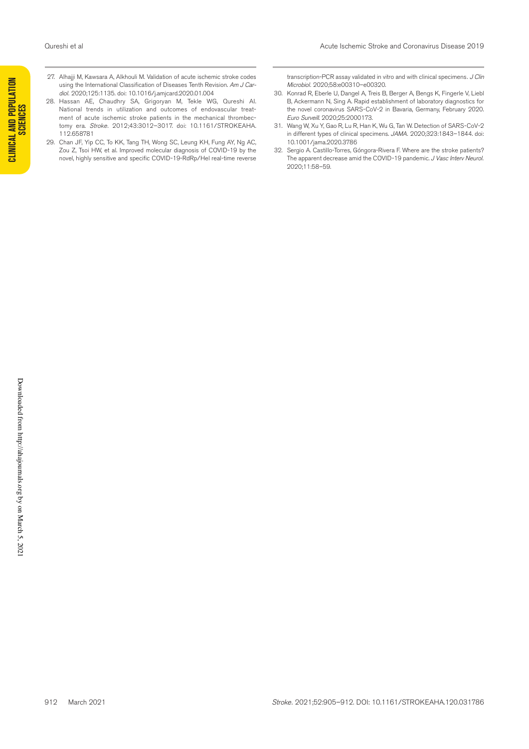27. Alhajji M, Kawsara A, Alkhouli M. Validation of acute ischemic stroke codes using the International Classification of Diseases Tenth Revision. *Am J Cardiol.* 2020;125:1135. doi: 10.1016/j.amjcard.2020.01.004
28. Hassan AE, Chaudhry SA, Grigoryan M, Tekle WG, Qureshi AI. National trends in utilization and outcomes of endovascular treatment of acute ischemic stroke patients in the mechanical thrombectomy era. *Stroke.* 2012;43:3012–3017. doi: 10.1161/STROKEAHA.112.658781
29. Chan JF, Yip CC, To KK, Tang TH, Wong SC, Leung KH, Fung AY, Ng AC, Zou Z, Tsoi HW, et al. Improved molecular diagnosis of COVID-19 by the novel, highly sensitive and specific COVID-19-RdRp/Hel real-time reverse transcription-PCR assay validated in vitro and with clinical specimens. *J Clin Microbiol.* 2020;58:e00310–e00320.
30. Konrad R, Eberle U, Dangel A, Treis B, Berger A, Bengs K, Fingerle V, Liebl B, Ackermann N, Sing A. Rapid establishment of laboratory diagnostics for the novel coronavirus SARS-CoV-2 in Bavaria, Germany, February 2020. *Euro Surveill.* 2020;25:2000173.
31. Wang W, Xu Y, Gao R, Lu R, Han K, Wu G, Tan W. Detection of SARS-CoV-2 in different types of clinical specimens. *JAMA.* 2020;323:1843–1844. doi: 10.1001/jama.2020.3786
32. Sergio A. Castillo-Torres, Góngora-Rivera F. Where are the stroke patients? The apparent decrease amid the COVID-19 pandemic. *J Vasc Interv Neurol.* 2020;11:58–59.